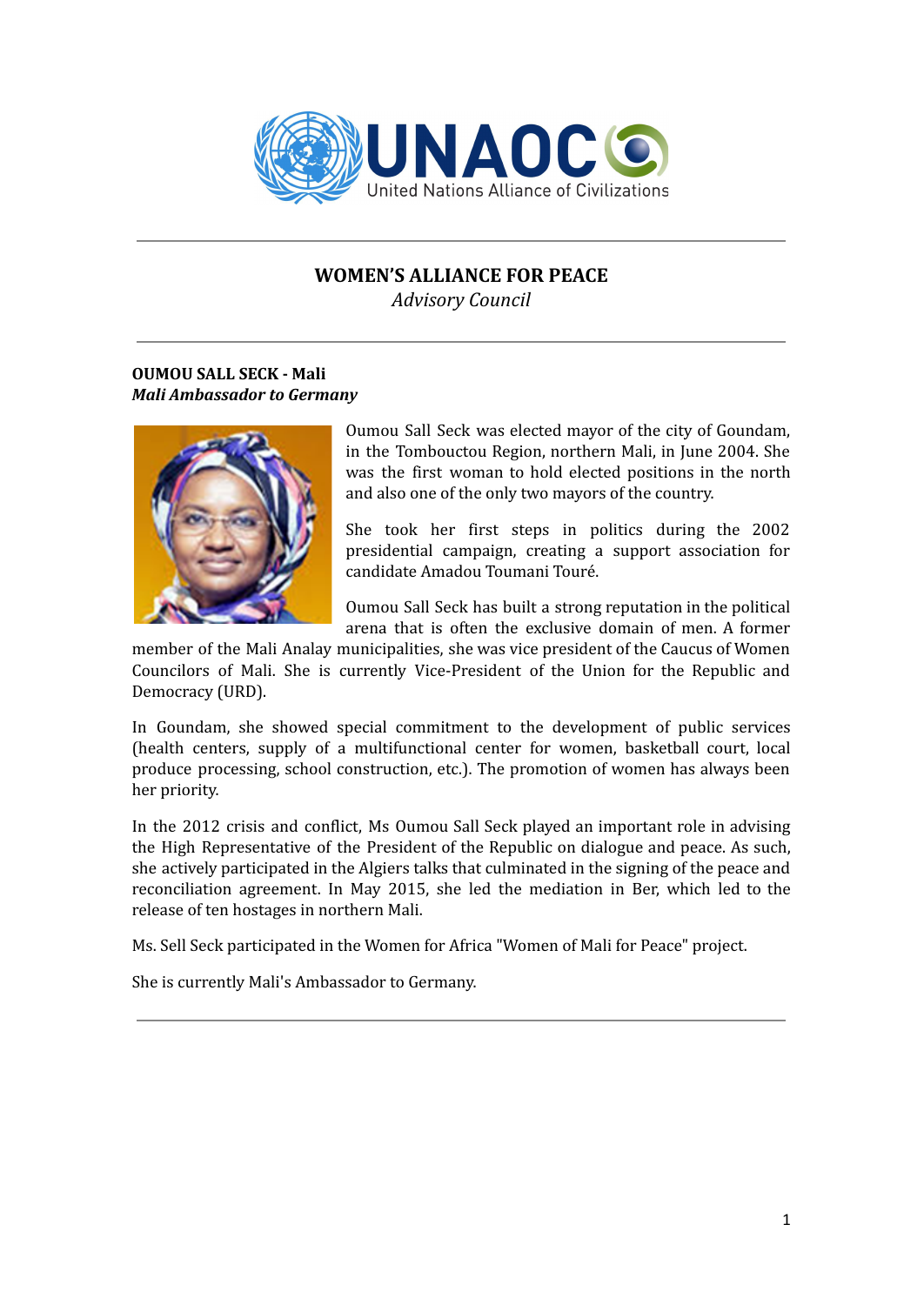# WOMEN'S ALLIANCE FOR PEACE

*Advisory Council*

**OUMOU SALL SECK - Mali**
***Mali Ambassador to Germany***

Oumou Sall Seck was elected mayor of the city of Goundam, in the Tombouctou Region, northern Mali, in June 2004. She was the first woman to hold elected positions in the north and also one of the only two mayors of the country.

She took her first steps in politics during the 2002 presidential campaign, creating a support association for candidate Amadou Toumani Touré.

Oumou Sall Seck has built a strong reputation in the political arena that is often the exclusive domain of men. A former member of the Mali Analay municipalities, she was vice president of the Caucus of Women Councilors of Mali. She is currently Vice-President of the Union for the Republic and Democracy (URD).

In Goundam, she showed special commitment to the development of public services (health centers, supply of a multifunctional center for women, basketball court, local produce processing, school construction, etc.). The promotion of women has always been her priority.

In the 2012 crisis and conflict, Ms Oumou Sall Seck played an important role in advising the High Representative of the President of the Republic on dialogue and peace. As such, she actively participated in the Algiers talks that culminated in the signing of the peace and reconciliation agreement. In May 2015, she led the mediation in Ber, which led to the release of ten hostages in northern Mali.

Ms. Sell Seck participated in the Women for Africa "Women of Mali for Peace" project.

She is currently Mali's Ambassador to Germany.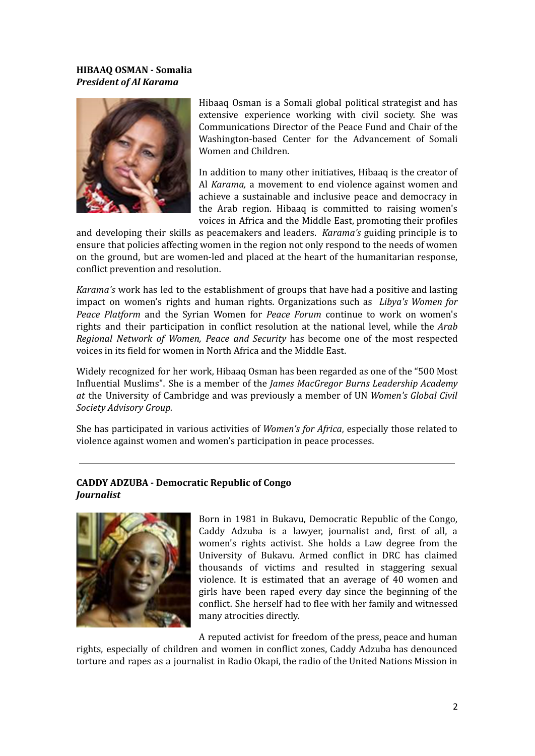**HIBAAQ OSMAN - Somalia**
***President of Al Karama***

Hibaaq Osman is a Somali global political strategist and has extensive experience working with civil society. She was Communications Director of the Peace Fund and Chair of the Washington-based Center for the Advancement of Somali Women and Children.

In addition to many other initiatives, Hibaaq is the creator of Al *Karama,* a movement to end violence against women and achieve a sustainable and inclusive peace and democracy in the Arab region. Hibaaq is committed to raising women's voices in Africa and the Middle East, promoting their profiles and developing their skills as peacemakers and leaders. *Karama's* guiding principle is to ensure that policies affecting women in the region not only respond to the needs of women on the ground, but are women-led and placed at the heart of the humanitarian response, conflict prevention and resolution.

*Karama's* work has led to the establishment of groups that have had a positive and lasting impact on women's rights and human rights. Organizations such as *Libya's Women for Peace Platform* and the Syrian Women for *Peace Forum* continue to work on women's rights and their participation in conflict resolution at the national level, while the *Arab Regional Network of Women, Peace and Security* has become one of the most respected voices in its field for women in North Africa and the Middle East.

Widely recognized for her work, Hibaaq Osman has been regarded as one of the "500 Most Influential Muslims". She is a member of the *James MacGregor Burns Leadership Academy at* the University of Cambridge and was previously a member of UN *Women's Global Civil Society Advisory Group.*

She has participated in various activities of *Women's for Africa*, especially those related to violence against women and women's participation in peace processes.

---

**CADDY ADZUBA - Democratic Republic of Congo**
***Journalist***

Born in 1981 in Bukavu, Democratic Republic of the Congo, Caddy Adzuba is a lawyer, journalist and, first of all, a women's rights activist. She holds a Law degree from the University of Bukavu. Armed conflict in DRC has claimed thousands of victims and resulted in staggering sexual violence. It is estimated that an average of 40 women and girls have been raped every day since the beginning of the conflict. She herself had to flee with her family and witnessed many atrocities directly.

A reputed activist for freedom of the press, peace and human rights, especially of children and women in conflict zones, Caddy Adzuba has denounced torture and rapes as a journalist in Radio Okapi, the radio of the United Nations Mission in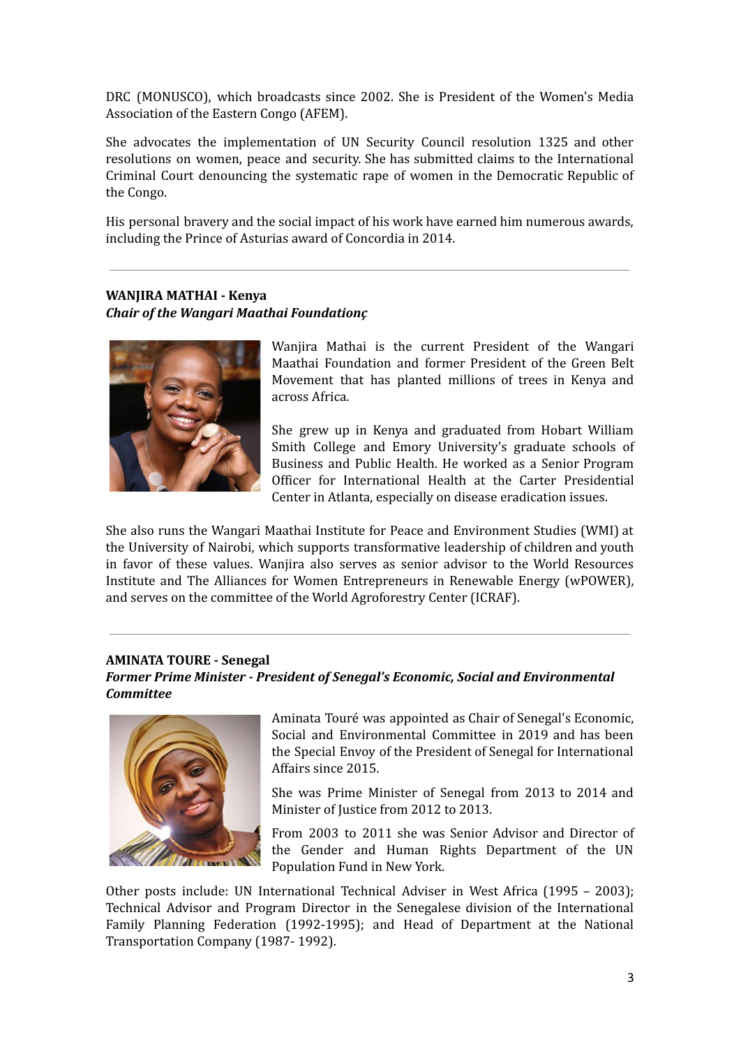DRC (MONUSCO), which broadcasts since 2002. She is President of the Women's Media Association of the Eastern Congo (AFEM).

She advocates the implementation of UN Security Council resolution 1325 and other resolutions on women, peace and security. She has submitted claims to the International Criminal Court denouncing the systematic rape of women in the Democratic Republic of the Congo.

His personal bravery and the social impact of his work have earned him numerous awards, including the Prince of Asturias award of Concordia in 2014.

---

**WANJIRA MATHAI - Kenya**
***Chair of the Wangari Maathai Foundationç***

Wanjira Mathai is the current President of the Wangari Maathai Foundation and former President of the Green Belt Movement that has planted millions of trees in Kenya and across Africa.

She grew up in Kenya and graduated from Hobart William Smith College and Emory University's graduate schools of Business and Public Health. He worked as a Senior Program Officer for International Health at the Carter Presidential Center in Atlanta, especially on disease eradication issues.

She also runs the Wangari Maathai Institute for Peace and Environment Studies (WMI) at the University of Nairobi, which supports transformative leadership of children and youth in favor of these values. Wanjira also serves as senior advisor to the World Resources Institute and The Alliances for Women Entrepreneurs in Renewable Energy (wPOWER), and serves on the committee of the World Agroforestry Center (ICRAF).

---

**AMINATA TOURE - Senegal**
***Former Prime Minister - President of Senegal's Economic, Social and Environmental Committee***

Aminata Touré was appointed as Chair of Senegal's Economic, Social and Environmental Committee in 2019 and has been the Special Envoy of the President of Senegal for International Affairs since 2015.

She was Prime Minister of Senegal from 2013 to 2014 and Minister of Justice from 2012 to 2013.

From 2003 to 2011 she was Senior Advisor and Director of the Gender and Human Rights Department of the UN Population Fund in New York.

Other posts include: UN International Technical Adviser in West Africa (1995 – 2003); Technical Advisor and Program Director in the Senegalese division of the International Family Planning Federation (1992-1995); and Head of Department at the National Transportation Company (1987- 1992).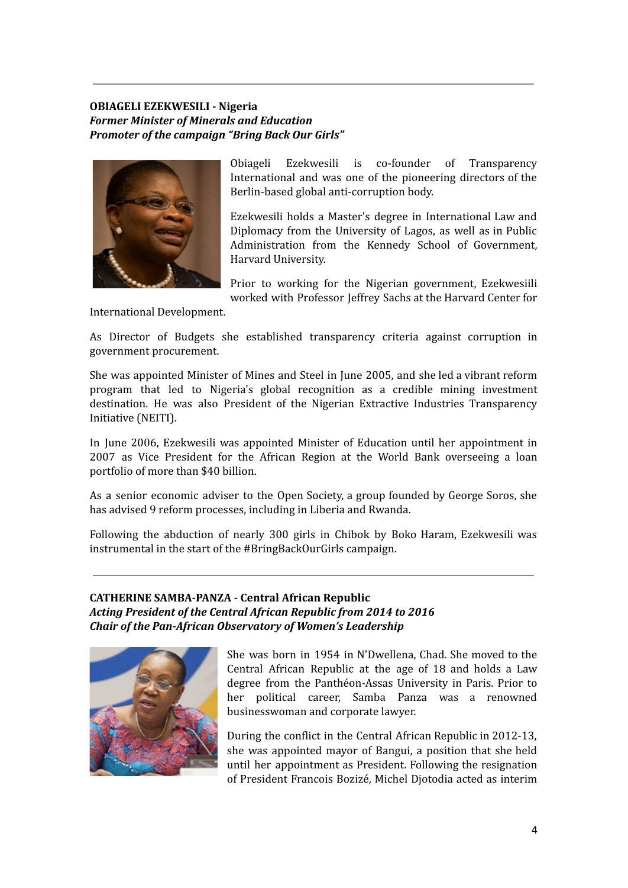**OBIAGELI EZEKWESILI - Nigeria**
***Former Minister of Minerals and Education***
***Promoter of the campaign "Bring Back Our Girls"***

Obiageli Ezekwesili is co-founder of Transparency International and was one of the pioneering directors of the Berlin-based global anti-corruption body.

Ezekwesili holds a Master's degree in International Law and Diplomacy from the University of Lagos, as well as in Public Administration from the Kennedy School of Government, Harvard University.

Prior to working for the Nigerian government, Ezekwesiili worked with Professor Jeffrey Sachs at the Harvard Center for International Development.

As Director of Budgets she established transparency criteria against corruption in government procurement.

She was appointed Minister of Mines and Steel in June 2005, and she led a vibrant reform program that led to Nigeria's global recognition as a credible mining investment destination. He was also President of the Nigerian Extractive Industries Transparency Initiative (NEITI).

In June 2006, Ezekwesili was appointed Minister of Education until her appointment in 2007 as Vice President for the African Region at the World Bank overseeing a loan portfolio of more than $40 billion.

As a senior economic adviser to the Open Society, a group founded by George Soros, she has advised 9 reform processes, including in Liberia and Rwanda.

Following the abduction of nearly 300 girls in Chibok by Boko Haram, Ezekwesili was instrumental in the start of the #BringBackOurGirls campaign.

---

**CATHERINE SAMBA-PANZA - Central African Republic**
***Acting President of the Central African Republic from 2014 to 2016***
***Chair of the Pan-African Observatory of Women's Leadership***

She was born in 1954 in N'Dwellena, Chad. She moved to the Central African Republic at the age of 18 and holds a Law degree from the Panthéon-Assas University in Paris. Prior to her political career, Samba Panza was a renowned businesswoman and corporate lawyer.

During the conflict in the Central African Republic in 2012-13, she was appointed mayor of Bangui, a position that she held until her appointment as President. Following the resignation of President Francois Bozizé, Michel Djotodia acted as interim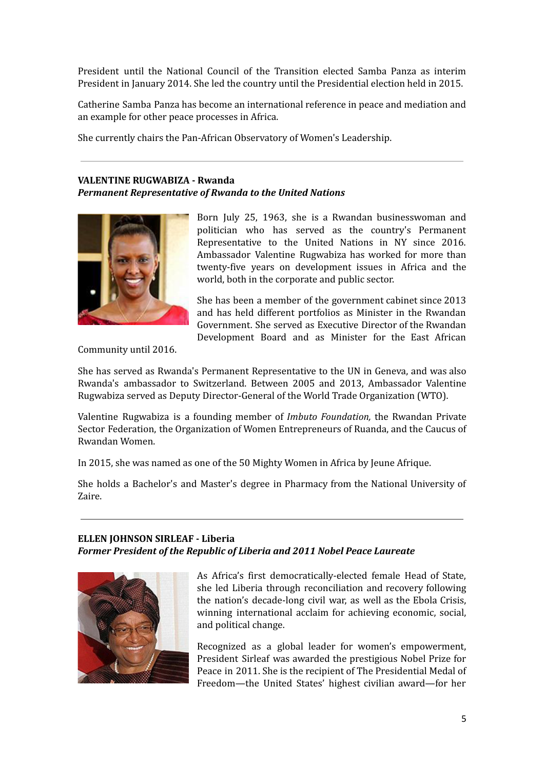President until the National Council of the Transition elected Samba Panza as interim President in January 2014. She led the country until the Presidential election held in 2015.

Catherine Samba Panza has become an international reference in peace and mediation and an example for other peace processes in Africa.

She currently chairs the Pan-African Observatory of Women's Leadership.

---

**VALENTINE RUGWABIZA - Rwanda**
***Permanent Representative of Rwanda to the United Nations***

Born July 25, 1963, she is a Rwandan businesswoman and politician who has served as the country's Permanent Representative to the United Nations in NY since 2016. Ambassador Valentine Rugwabiza has worked for more than twenty-five years on development issues in Africa and the world, both in the corporate and public sector.

She has been a member of the government cabinet since 2013 and has held different portfolios as Minister in the Rwandan Government. She served as Executive Director of the Rwandan Development Board and as Minister for the East African Community until 2016.

She has served as Rwanda's Permanent Representative to the UN in Geneva, and was also Rwanda's ambassador to Switzerland. Between 2005 and 2013, Ambassador Valentine Rugwabiza served as Deputy Director-General of the World Trade Organization (WTO).

Valentine Rugwabiza is a founding member of *Imbuto Foundation,* the Rwandan Private Sector Federation, the Organization of Women Entrepreneurs of Ruanda, and the Caucus of Rwandan Women.

In 2015, she was named as one of the 50 Mighty Women in Africa by Jeune Afrique.

She holds a Bachelor's and Master's degree in Pharmacy from the National University of Zaire.

---

**ELLEN JOHNSON SIRLEAF - Liberia**
***Former President of the Republic of Liberia and 2011 Nobel Peace Laureate***

As Africa's first democratically-elected female Head of State, she led Liberia through reconciliation and recovery following the nation's decade-long civil war, as well as the Ebola Crisis, winning international acclaim for achieving economic, social, and political change.

Recognized as a global leader for women's empowerment, President Sirleaf was awarded the prestigious Nobel Prize for Peace in 2011. She is the recipient of The Presidential Medal of Freedom—the United States' highest civilian award—for her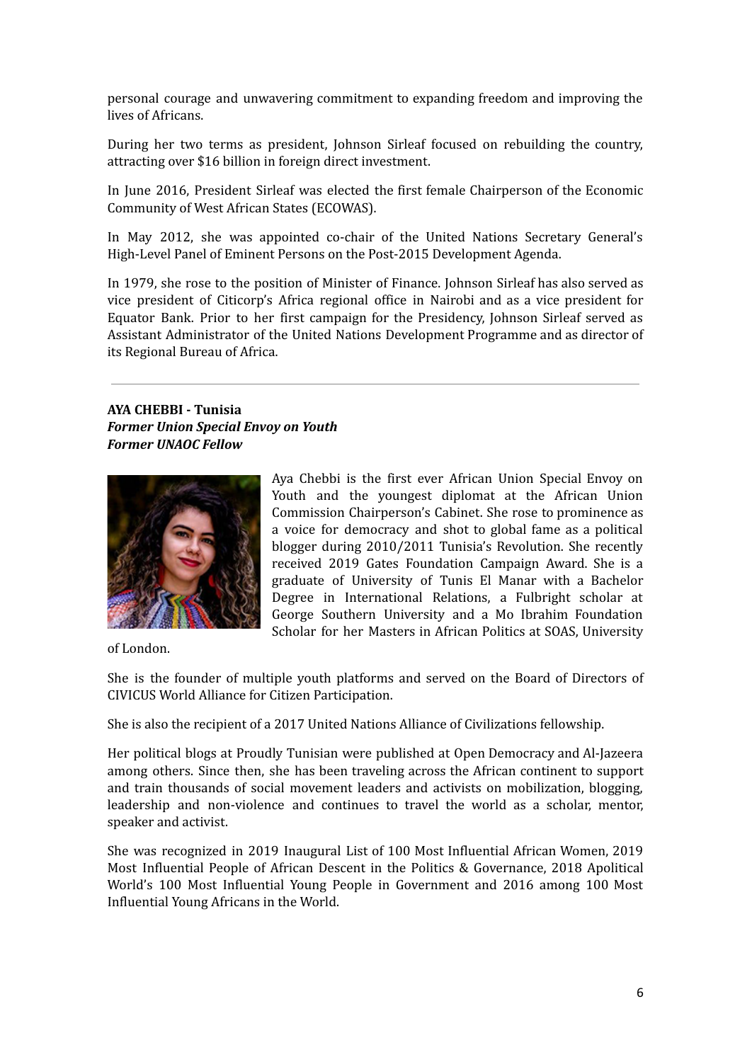personal courage and unwavering commitment to expanding freedom and improving the lives of Africans.

During her two terms as president, Johnson Sirleaf focused on rebuilding the country, attracting over $16 billion in foreign direct investment.

In June 2016, President Sirleaf was elected the first female Chairperson of the Economic Community of West African States (ECOWAS).

In May 2012, she was appointed co-chair of the United Nations Secretary General's High-Level Panel of Eminent Persons on the Post-2015 Development Agenda.

In 1979, she rose to the position of Minister of Finance. Johnson Sirleaf has also served as vice president of Citicorp's Africa regional office in Nairobi and as a vice president for Equator Bank. Prior to her first campaign for the Presidency, Johnson Sirleaf served as Assistant Administrator of the United Nations Development Programme and as director of its Regional Bureau of Africa.

---

**AYA CHEBBI - Tunisia**
***Former Union Special Envoy on Youth***
***Former UNAOC Fellow***

Aya Chebbi is the first ever African Union Special Envoy on Youth and the youngest diplomat at the African Union Commission Chairperson's Cabinet. She rose to prominence as a voice for democracy and shot to global fame as a political blogger during 2010/2011 Tunisia's Revolution. She recently received 2019 Gates Foundation Campaign Award. She is a graduate of University of Tunis El Manar with a Bachelor Degree in International Relations, a Fulbright scholar at George Southern University and a Mo Ibrahim Foundation Scholar for her Masters in African Politics at SOAS, University of London.

She is the founder of multiple youth platforms and served on the Board of Directors of CIVICUS World Alliance for Citizen Participation.

She is also the recipient of a 2017 United Nations Alliance of Civilizations fellowship.

Her political blogs at Proudly Tunisian were published at Open Democracy and Al-Jazeera among others. Since then, she has been traveling across the African continent to support and train thousands of social movement leaders and activists on mobilization, blogging, leadership and non-violence and continues to travel the world as a scholar, mentor, speaker and activist.

She was recognized in 2019 Inaugural List of 100 Most Influential African Women, 2019 Most Influential People of African Descent in the Politics & Governance, 2018 Apolitical World's 100 Most Influential Young People in Government and 2016 among 100 Most Influential Young Africans in the World.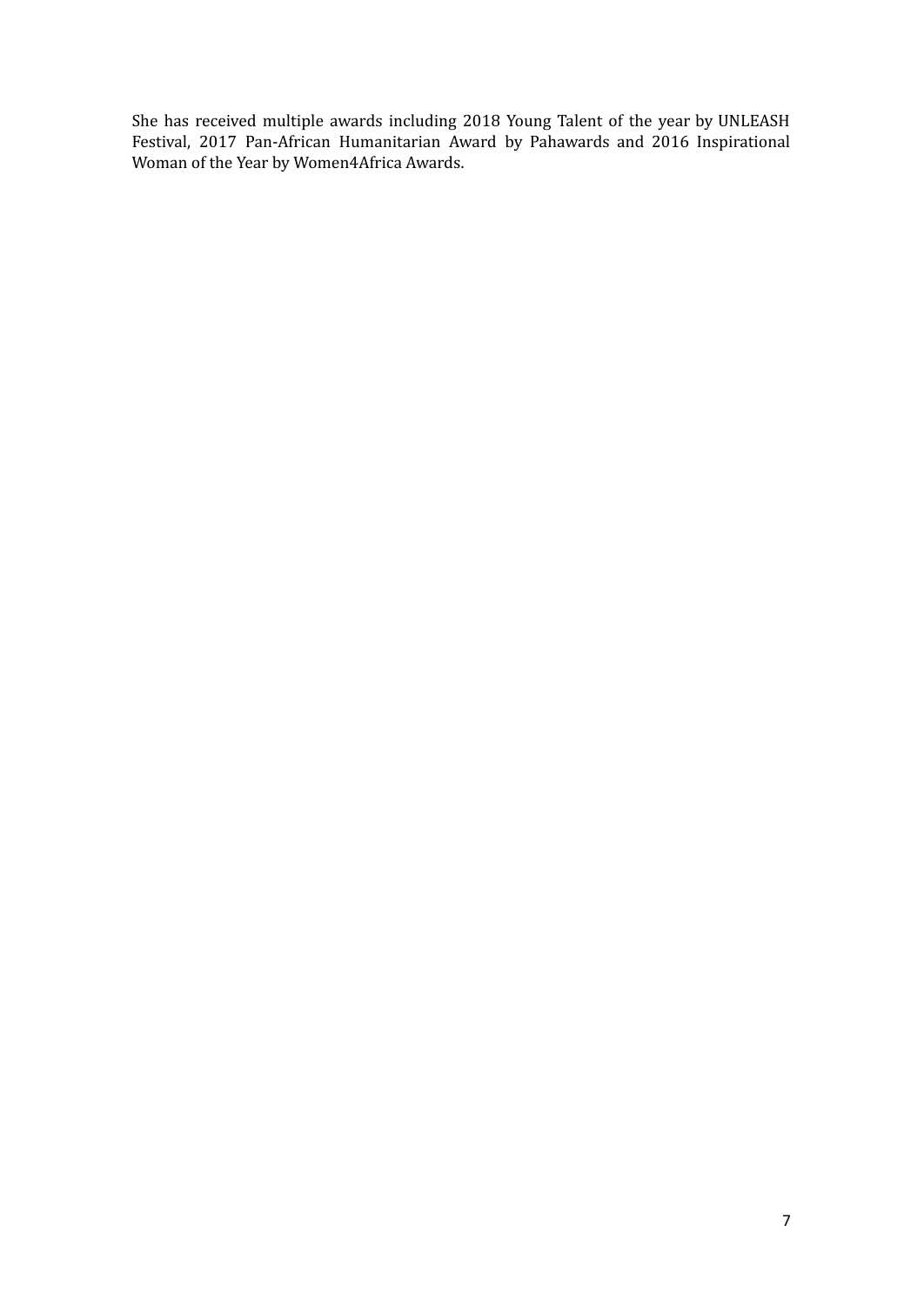She has received multiple awards including 2018 Young Talent of the year by UNLEASH Festival, 2017 Pan-African Humanitarian Award by Pahawards and 2016 Inspirational Woman of the Year by Women4Africa Awards.